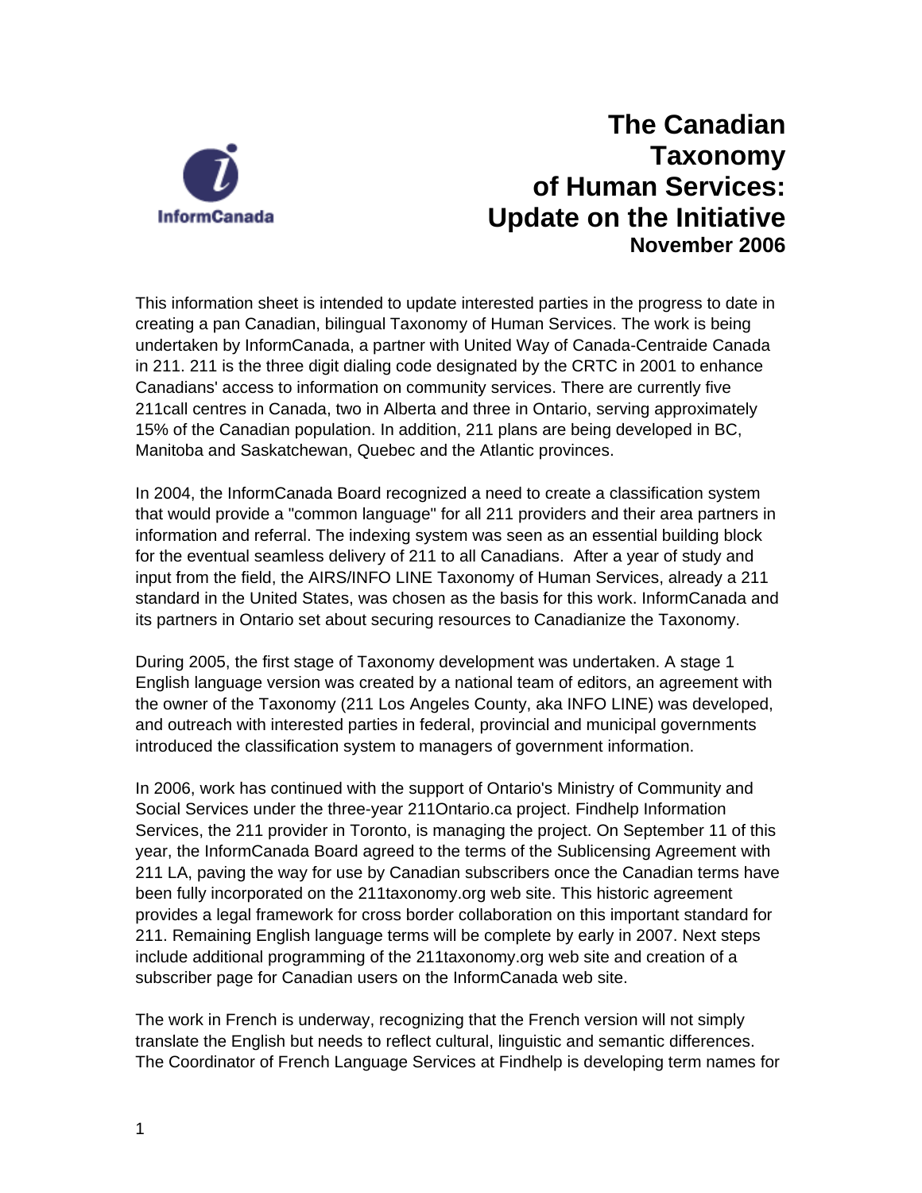# The Canadian Taxonomy of Human Services: Update on the Initiative

**November 2006**

This information sheet is intended to update interested parties in the progress to date in creating a pan Canadian, bilingual Taxonomy of Human Services. The work is being undertaken by InformCanada, a partner with United Way of Canada-Centraide Canada in 211. 211 is the three digit dialing code designated by the CRTC in 2001 to enhance Canadians' access to information on community services. There are currently five 211call centres in Canada, two in Alberta and three in Ontario, serving approximately 15% of the Canadian population. In addition, 211 plans are being developed in BC, Manitoba and Saskatchewan, Quebec and the Atlantic provinces.

In 2004, the InformCanada Board recognized a need to create a classification system that would provide a "common language" for all 211 providers and their area partners in information and referral. The indexing system was seen as an essential building block for the eventual seamless delivery of 211 to all Canadians. After a year of study and input from the field, the AIRS/INFO LINE Taxonomy of Human Services, already a 211 standard in the United States, was chosen as the basis for this work. InformCanada and its partners in Ontario set about securing resources to Canadianize the Taxonomy.

During 2005, the first stage of Taxonomy development was undertaken. A stage 1 English language version was created by a national team of editors, an agreement with the owner of the Taxonomy (211 Los Angeles County, aka INFO LINE) was developed, and outreach with interested parties in federal, provincial and municipal governments introduced the classification system to managers of government information.

In 2006, work has continued with the support of Ontario's Ministry of Community and Social Services under the three-year 211Ontario.ca project. Findhelp Information Services, the 211 provider in Toronto, is managing the project. On September 11 of this year, the InformCanada Board agreed to the terms of the Sublicensing Agreement with 211 LA, paving the way for use by Canadian subscribers once the Canadian terms have been fully incorporated on the 211taxonomy.org web site. This historic agreement provides a legal framework for cross border collaboration on this important standard for 211. Remaining English language terms will be complete by early in 2007. Next steps include additional programming of the 211taxonomy.org web site and creation of a subscriber page for Canadian users on the InformCanada web site.

The work in French is underway, recognizing that the French version will not simply translate the English but needs to reflect cultural, linguistic and semantic differences. The Coordinator of French Language Services at Findhelp is developing term names for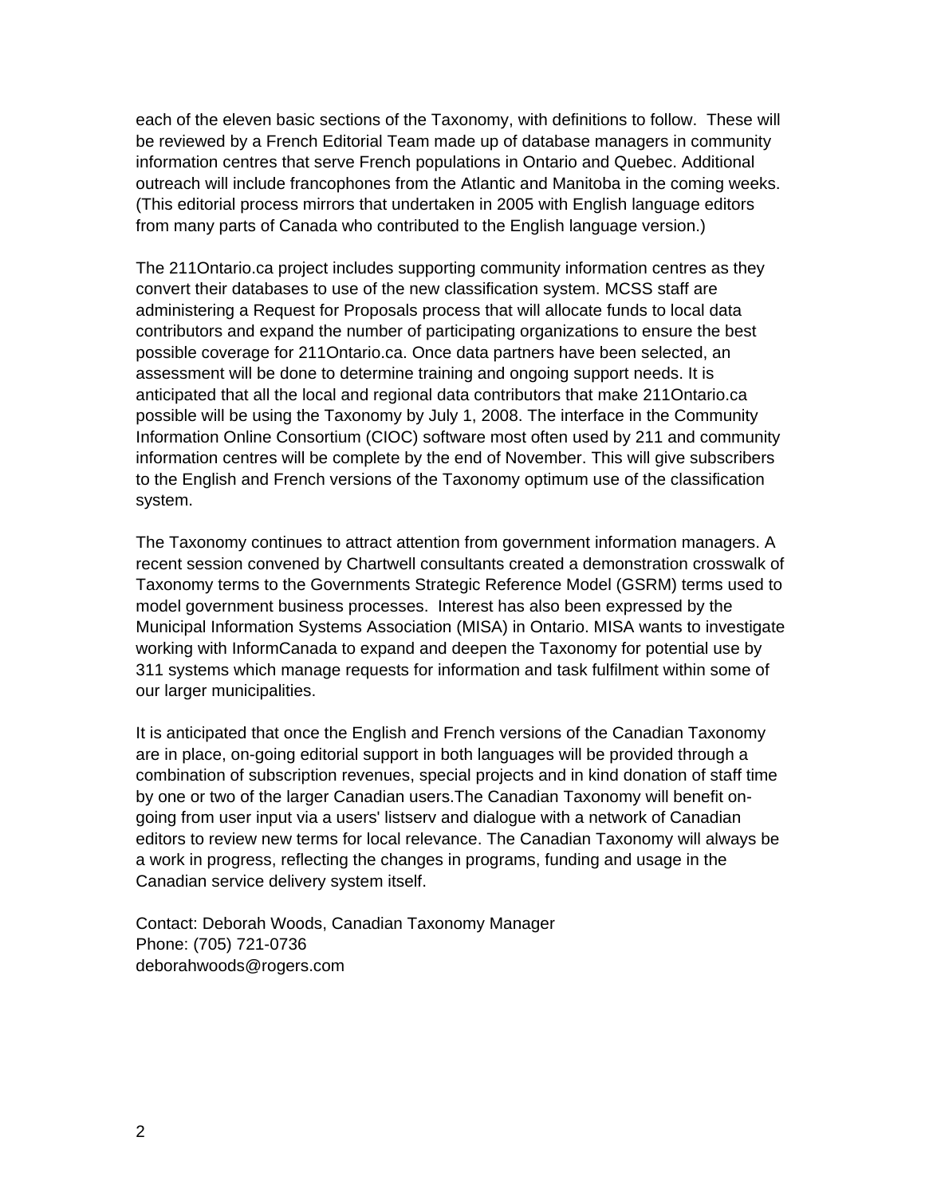each of the eleven basic sections of the Taxonomy, with definitions to follow. These will be reviewed by a French Editorial Team made up of database managers in community information centres that serve French populations in Ontario and Quebec. Additional outreach will include francophones from the Atlantic and Manitoba in the coming weeks. (This editorial process mirrors that undertaken in 2005 with English language editors from many parts of Canada who contributed to the English language version.)

The 211Ontario.ca project includes supporting community information centres as they convert their databases to use of the new classification system. MCSS staff are administering a Request for Proposals process that will allocate funds to local data contributors and expand the number of participating organizations to ensure the best possible coverage for 211Ontario.ca. Once data partners have been selected, an assessment will be done to determine training and ongoing support needs. It is anticipated that all the local and regional data contributors that make 211Ontario.ca possible will be using the Taxonomy by July 1, 2008. The interface in the Community Information Online Consortium (CIOC) software most often used by 211 and community information centres will be complete by the end of November. This will give subscribers to the English and French versions of the Taxonomy optimum use of the classification system.

The Taxonomy continues to attract attention from government information managers. A recent session convened by Chartwell consultants created a demonstration crosswalk of Taxonomy terms to the Governments Strategic Reference Model (GSRM) terms used to model government business processes. Interest has also been expressed by the Municipal Information Systems Association (MISA) in Ontario. MISA wants to investigate working with InformCanada to expand and deepen the Taxonomy for potential use by 311 systems which manage requests for information and task fulfilment within some of our larger municipalities.

It is anticipated that once the English and French versions of the Canadian Taxonomy are in place, on-going editorial support in both languages will be provided through a combination of subscription revenues, special projects and in kind donation of staff time by one or two of the larger Canadian users.The Canadian Taxonomy will benefit on-going from user input via a users' listserv and dialogue with a network of Canadian editors to review new terms for local relevance. The Canadian Taxonomy will always be a work in progress, reflecting the changes in programs, funding and usage in the Canadian service delivery system itself.

Contact: Deborah Woods, Canadian Taxonomy Manager
Phone: (705) 721-0736
deborahwoods@rogers.com